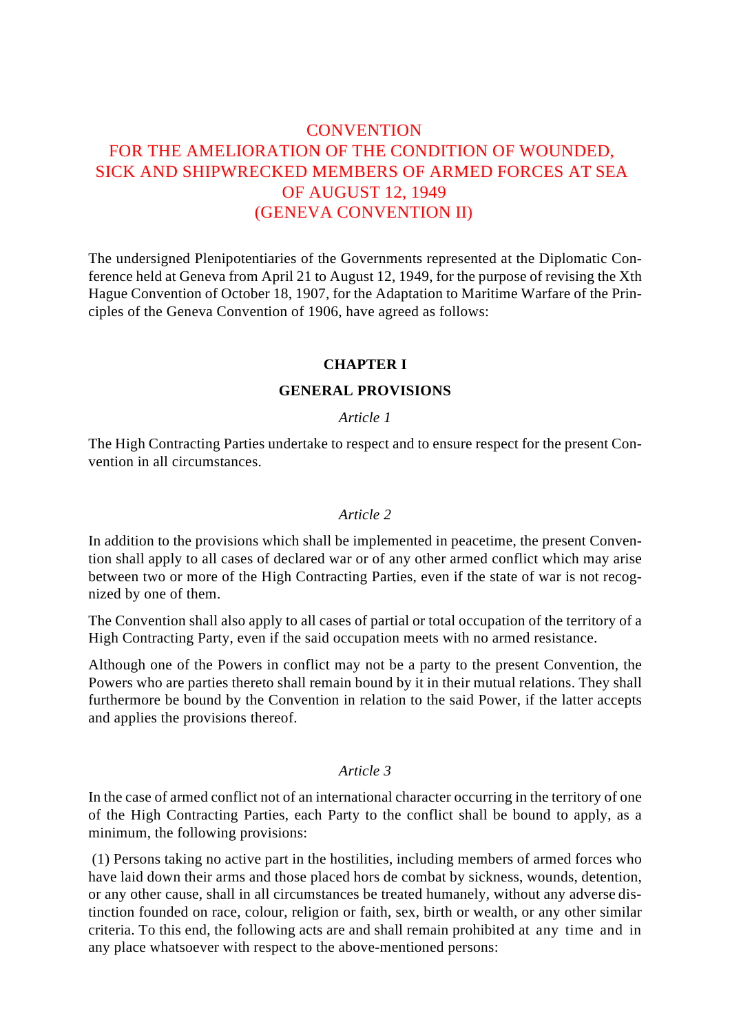# CONVENTION FOR THE AMELIORATION OF THE CONDITION OF WOUNDED, SICK AND SHIPWRECKED MEMBERS OF ARMED FORCES AT SEA OF AUGUST 12, 1949 (GENEVA CONVENTION II)

The undersigned Plenipotentiaries of the Governments represented at the Diplomatic Conference held at Geneva from April 21 to August 12, 1949, for the purpose of revising the Xth Hague Convention of October 18, 1907, for the Adaptation to Maritime Warfare of the Principles of the Geneva Convention of 1906, have agreed as follows:

## CHAPTER I

## GENERAL PROVISIONS

### *Article 1*

The High Contracting Parties undertake to respect and to ensure respect for the present Convention in all circumstances.

### *Article 2*

In addition to the provisions which shall be implemented in peacetime, the present Convention shall apply to all cases of declared war or of any other armed conflict which may arise between two or more of the High Contracting Parties, even if the state of war is not recognized by one of them.

The Convention shall also apply to all cases of partial or total occupation of the territory of a High Contracting Party, even if the said occupation meets with no armed resistance.

Although one of the Powers in conflict may not be a party to the present Convention, the Powers who are parties thereto shall remain bound by it in their mutual relations. They shall furthermore be bound by the Convention in relation to the said Power, if the latter accepts and applies the provisions thereof.

### *Article 3*

In the case of armed conflict not of an international character occurring in the territory of one of the High Contracting Parties, each Party to the conflict shall be bound to apply, as a minimum, the following provisions:

(1) Persons taking no active part in the hostilities, including members of armed forces who have laid down their arms and those placed hors de combat by sickness, wounds, detention, or any other cause, shall in all circumstances be treated humanely, without any adverse distinction founded on race, colour, religion or faith, sex, birth or wealth, or any other similar criteria. To this end, the following acts are and shall remain prohibited at any time and in any place whatsoever with respect to the above-mentioned persons: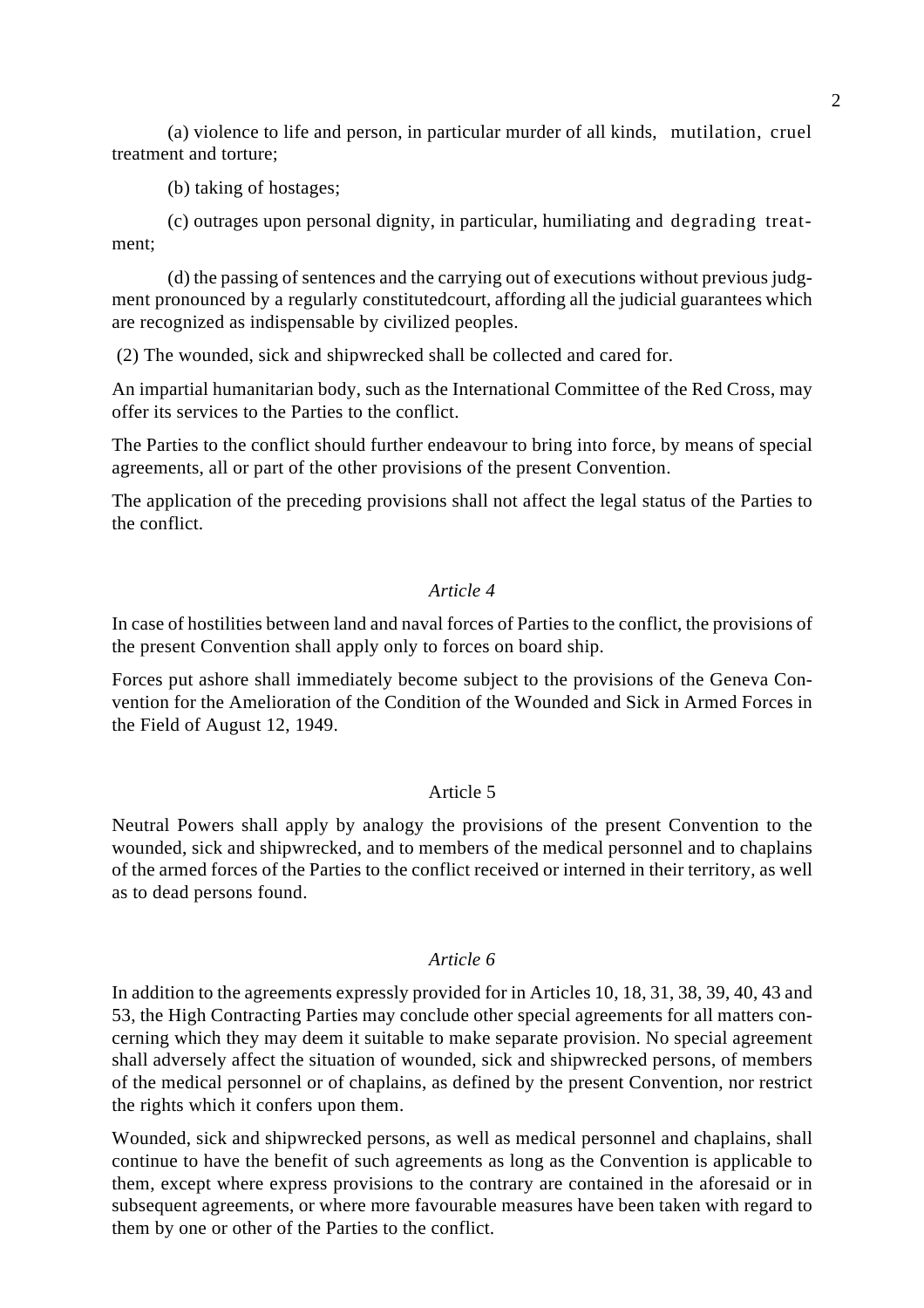(a) violence to life and person, in particular murder of all kinds, mutilation, cruel treatment and torture;

(b) taking of hostages;

(c) outrages upon personal dignity, in particular, humiliating and degrading treatment;

(d) the passing of sentences and the carrying out of executions without previous judgment pronounced by a regularly constitutedcourt, affording all the judicial guarantees which are recognized as indispensable by civilized peoples.

(2) The wounded, sick and shipwrecked shall be collected and cared for.

An impartial humanitarian body, such as the International Committee of the Red Cross, may offer its services to the Parties to the conflict.

The Parties to the conflict should further endeavour to bring into force, by means of special agreements, all or part of the other provisions of the present Convention.

The application of the preceding provisions shall not affect the legal status of the Parties to the conflict.

### *Article 4*

In case of hostilities between land and naval forces of Parties to the conflict, the provisions of the present Convention shall apply only to forces on board ship.

Forces put ashore shall immediately become subject to the provisions of the Geneva Convention for the Amelioration of the Condition of the Wounded and Sick in Armed Forces in the Field of August 12, 1949.

### Article 5

Neutral Powers shall apply by analogy the provisions of the present Convention to the wounded, sick and shipwrecked, and to members of the medical personnel and to chaplains of the armed forces of the Parties to the conflict received or interned in their territory, as well as to dead persons found.

### *Article 6*

In addition to the agreements expressly provided for in Articles 10, 18, 31, 38, 39, 40, 43 and 53, the High Contracting Parties may conclude other special agreements for all matters concerning which they may deem it suitable to make separate provision. No special agreement shall adversely affect the situation of wounded, sick and shipwrecked persons, of members of the medical personnel or of chaplains, as defined by the present Convention, nor restrict the rights which it confers upon them.

Wounded, sick and shipwrecked persons, as well as medical personnel and chaplains, shall continue to have the benefit of such agreements as long as the Convention is applicable to them, except where express provisions to the contrary are contained in the aforesaid or in subsequent agreements, or where more favourable measures have been taken with regard to them by one or other of the Parties to the conflict.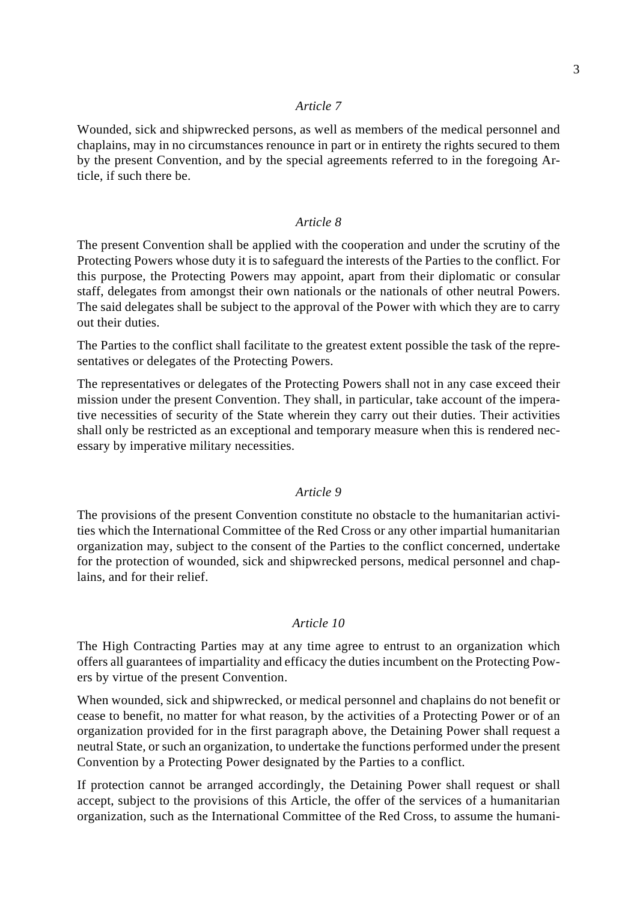*Article 7*

Wounded, sick and shipwrecked persons, as well as members of the medical personnel and chaplains, may in no circumstances renounce in part or in entirety the rights secured to them by the present Convention, and by the special agreements referred to in the foregoing Article, if such there be.

*Article 8*

The present Convention shall be applied with the cooperation and under the scrutiny of the Protecting Powers whose duty it is to safeguard the interests of the Parties to the conflict. For this purpose, the Protecting Powers may appoint, apart from their diplomatic or consular staff, delegates from amongst their own nationals or the nationals of other neutral Powers. The said delegates shall be subject to the approval of the Power with which they are to carry out their duties.

The Parties to the conflict shall facilitate to the greatest extent possible the task of the representatives or delegates of the Protecting Powers.

The representatives or delegates of the Protecting Powers shall not in any case exceed their mission under the present Convention. They shall, in particular, take account of the imperative necessities of security of the State wherein they carry out their duties. Their activities shall only be restricted as an exceptional and temporary measure when this is rendered necessary by imperative military necessities.

*Article 9*

The provisions of the present Convention constitute no obstacle to the humanitarian activities which the International Committee of the Red Cross or any other impartial humanitarian organization may, subject to the consent of the Parties to the conflict concerned, undertake for the protection of wounded, sick and shipwrecked persons, medical personnel and chaplains, and for their relief.

*Article 10*

The High Contracting Parties may at any time agree to entrust to an organization which offers all guarantees of impartiality and efficacy the duties incumbent on the Protecting Powers by virtue of the present Convention.

When wounded, sick and shipwrecked, or medical personnel and chaplains do not benefit or cease to benefit, no matter for what reason, by the activities of a Protecting Power or of an organization provided for in the first paragraph above, the Detaining Power shall request a neutral State, or such an organization, to undertake the functions performed under the present Convention by a Protecting Power designated by the Parties to a conflict.

If protection cannot be arranged accordingly, the Detaining Power shall request or shall accept, subject to the provisions of this Article, the offer of the services of a humanitarian organization, such as the International Committee of the Red Cross, to assume the humani-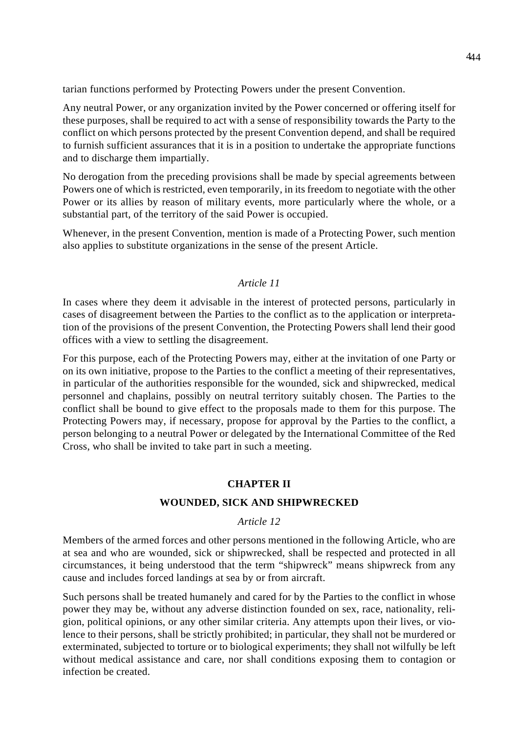tarian functions performed by Protecting Powers under the present Convention.

Any neutral Power, or any organization invited by the Power concerned or offering itself for these purposes, shall be required to act with a sense of responsibility towards the Party to the conflict on which persons protected by the present Convention depend, and shall be required to furnish sufficient assurances that it is in a position to undertake the appropriate functions and to discharge them impartially.

No derogation from the preceding provisions shall be made by special agreements between Powers one of which is restricted, even temporarily, in its freedom to negotiate with the other Power or its allies by reason of military events, more particularly where the whole, or a substantial part, of the territory of the said Power is occupied.

Whenever, in the present Convention, mention is made of a Protecting Power, such mention also applies to substitute organizations in the sense of the present Article.

### *Article 11*

In cases where they deem it advisable in the interest of protected persons, particularly in cases of disagreement between the Parties to the conflict as to the application or interpretation of the provisions of the present Convention, the Protecting Powers shall lend their good offices with a view to settling the disagreement.

For this purpose, each of the Protecting Powers may, either at the invitation of one Party or on its own initiative, propose to the Parties to the conflict a meeting of their representatives, in particular of the authorities responsible for the wounded, sick and shipwrecked, medical personnel and chaplains, possibly on neutral territory suitably chosen. The Parties to the conflict shall be bound to give effect to the proposals made to them for this purpose. The Protecting Powers may, if necessary, propose for approval by the Parties to the conflict, a person belonging to a neutral Power or delegated by the International Committee of the Red Cross, who shall be invited to take part in such a meeting.

## CHAPTER II

## WOUNDED, SICK AND SHIPWRECKED

### *Article 12*

Members of the armed forces and other persons mentioned in the following Article, who are at sea and who are wounded, sick or shipwrecked, shall be respected and protected in all circumstances, it being understood that the term "shipwreck" means shipwreck from any cause and includes forced landings at sea by or from aircraft.

Such persons shall be treated humanely and cared for by the Parties to the conflict in whose power they may be, without any adverse distinction founded on sex, race, nationality, religion, political opinions, or any other similar criteria. Any attempts upon their lives, or violence to their persons, shall be strictly prohibited; in particular, they shall not be murdered or exterminated, subjected to torture or to biological experiments; they shall not wilfully be left without medical assistance and care, nor shall conditions exposing them to contagion or infection be created.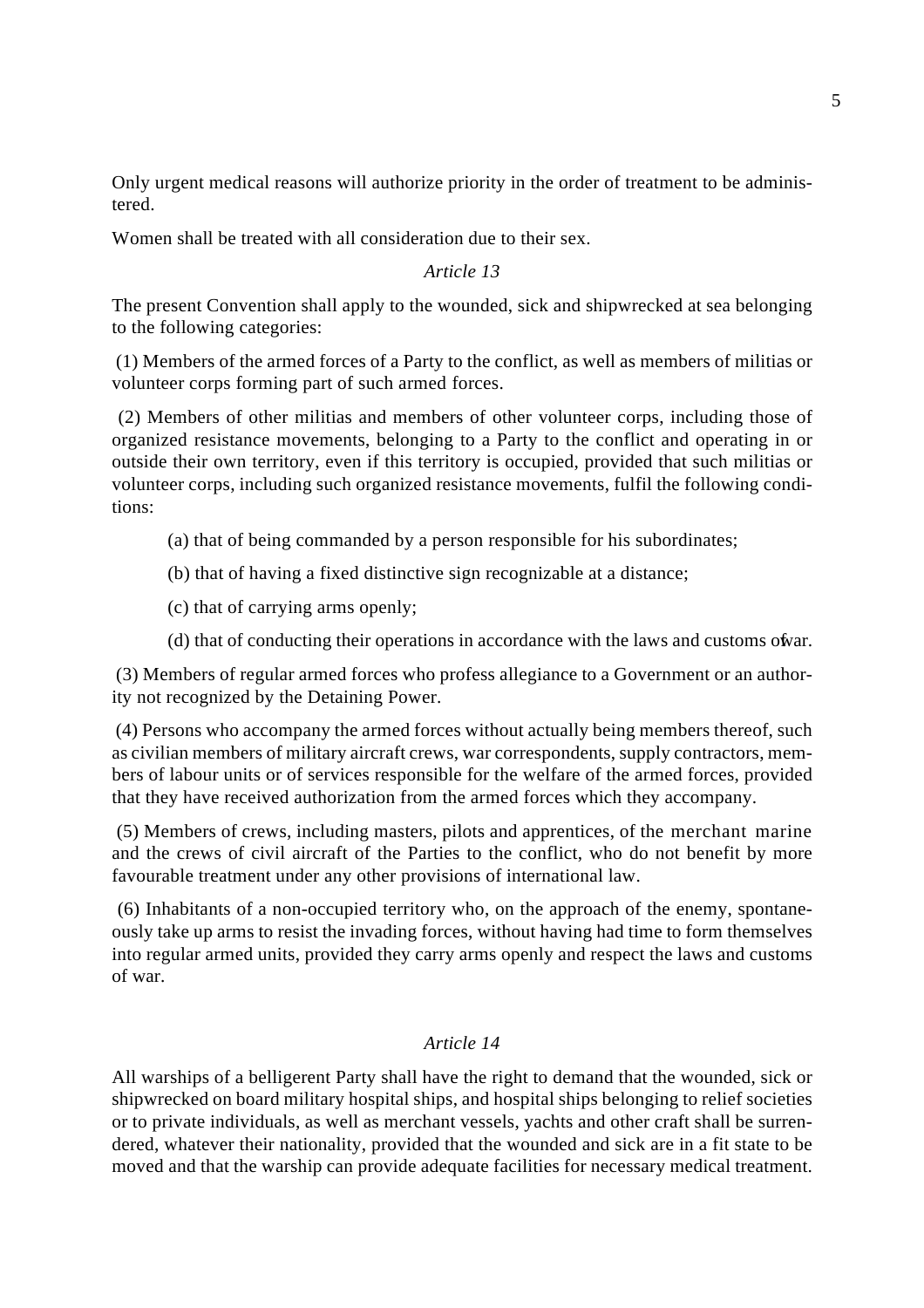Only urgent medical reasons will authorize priority in the order of treatment to be administered.

Women shall be treated with all consideration due to their sex.

*Article 13*

The present Convention shall apply to the wounded, sick and shipwrecked at sea belonging to the following categories:

(1) Members of the armed forces of a Party to the conflict, as well as members of militias or volunteer corps forming part of such armed forces.

(2) Members of other militias and members of other volunteer corps, including those of organized resistance movements, belonging to a Party to the conflict and operating in or outside their own territory, even if this territory is occupied, provided that such militias or volunteer corps, including such organized resistance movements, fulfil the following conditions:

(a) that of being commanded by a person responsible for his subordinates;

(b) that of having a fixed distinctive sign recognizable at a distance;

(c) that of carrying arms openly;

(d) that of conducting their operations in accordance with the laws and customs of war.

(3) Members of regular armed forces who profess allegiance to a Government or an authority not recognized by the Detaining Power.

(4) Persons who accompany the armed forces without actually being members thereof, such as civilian members of military aircraft crews, war correspondents, supply contractors, members of labour units or of services responsible for the welfare of the armed forces, provided that they have received authorization from the armed forces which they accompany.

(5) Members of crews, including masters, pilots and apprentices, of the merchant marine and the crews of civil aircraft of the Parties to the conflict, who do not benefit by more favourable treatment under any other provisions of international law.

(6) Inhabitants of a non-occupied territory who, on the approach of the enemy, spontaneously take up arms to resist the invading forces, without having had time to form themselves into regular armed units, provided they carry arms openly and respect the laws and customs of war.

*Article 14*

All warships of a belligerent Party shall have the right to demand that the wounded, sick or shipwrecked on board military hospital ships, and hospital ships belonging to relief societies or to private individuals, as well as merchant vessels, yachts and other craft shall be surrendered, whatever their nationality, provided that the wounded and sick are in a fit state to be moved and that the warship can provide adequate facilities for necessary medical treatment.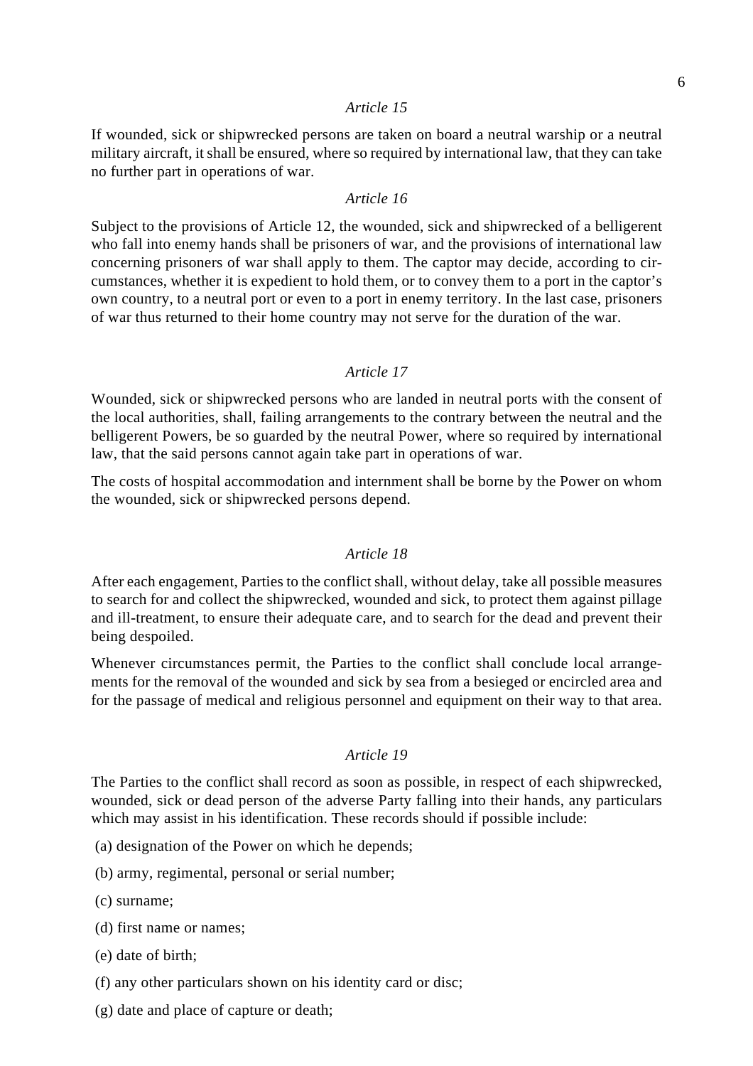*Article 15*

If wounded, sick or shipwrecked persons are taken on board a neutral warship or a neutral military aircraft, it shall be ensured, where so required by international law, that they can take no further part in operations of war.

*Article 16*

Subject to the provisions of Article 12, the wounded, sick and shipwrecked of a belligerent who fall into enemy hands shall be prisoners of war, and the provisions of international law concerning prisoners of war shall apply to them. The captor may decide, according to circumstances, whether it is expedient to hold them, or to convey them to a port in the captor's own country, to a neutral port or even to a port in enemy territory. In the last case, prisoners of war thus returned to their home country may not serve for the duration of the war.

*Article 17*

Wounded, sick or shipwrecked persons who are landed in neutral ports with the consent of the local authorities, shall, failing arrangements to the contrary between the neutral and the belligerent Powers, be so guarded by the neutral Power, where so required by international law, that the said persons cannot again take part in operations of war.

The costs of hospital accommodation and internment shall be borne by the Power on whom the wounded, sick or shipwrecked persons depend.

*Article 18*

After each engagement, Parties to the conflict shall, without delay, take all possible measures to search for and collect the shipwrecked, wounded and sick, to protect them against pillage and ill-treatment, to ensure their adequate care, and to search for the dead and prevent their being despoiled.

Whenever circumstances permit, the Parties to the conflict shall conclude local arrangements for the removal of the wounded and sick by sea from a besieged or encircled area and for the passage of medical and religious personnel and equipment on their way to that area.

*Article 19*

The Parties to the conflict shall record as soon as possible, in respect of each shipwrecked, wounded, sick or dead person of the adverse Party falling into their hands, any particulars which may assist in his identification. These records should if possible include:

(a) designation of the Power on which he depends;

(b) army, regimental, personal or serial number;

(c) surname;

(d) first name or names;

(e) date of birth;

(f) any other particulars shown on his identity card or disc;

(g) date and place of capture or death;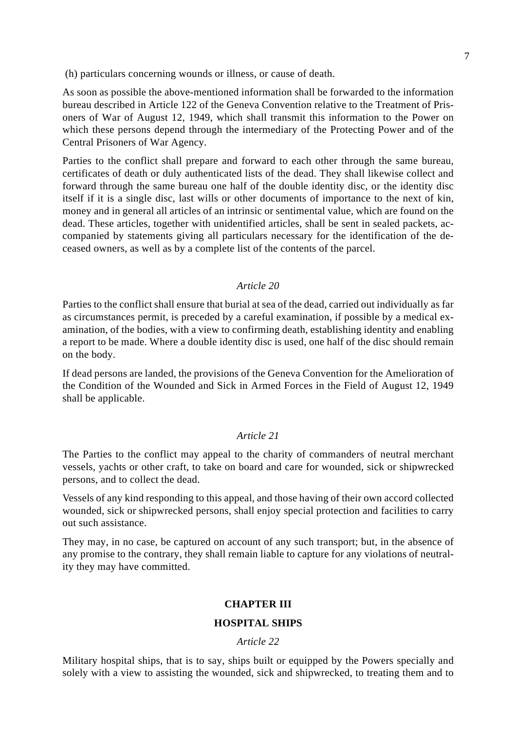(h) particulars concerning wounds or illness, or cause of death.

As soon as possible the above-mentioned information shall be forwarded to the information bureau described in Article 122 of the Geneva Convention relative to the Treatment of Prisoners of War of August 12, 1949, which shall transmit this information to the Power on which these persons depend through the intermediary of the Protecting Power and of the Central Prisoners of War Agency.

Parties to the conflict shall prepare and forward to each other through the same bureau, certificates of death or duly authenticated lists of the dead. They shall likewise collect and forward through the same bureau one half of the double identity disc, or the identity disc itself if it is a single disc, last wills or other documents of importance to the next of kin, money and in general all articles of an intrinsic or sentimental value, which are found on the dead. These articles, together with unidentified articles, shall be sent in sealed packets, accompanied by statements giving all particulars necessary for the identification of the deceased owners, as well as by a complete list of the contents of the parcel.

*Article 20*

Parties to the conflict shall ensure that burial at sea of the dead, carried out individually as far as circumstances permit, is preceded by a careful examination, if possible by a medical examination, of the bodies, with a view to confirming death, establishing identity and enabling a report to be made. Where a double identity disc is used, one half of the disc should remain on the body.

If dead persons are landed, the provisions of the Geneva Convention for the Amelioration of the Condition of the Wounded and Sick in Armed Forces in the Field of August 12, 1949 shall be applicable.

*Article 21*

The Parties to the conflict may appeal to the charity of commanders of neutral merchant vessels, yachts or other craft, to take on board and care for wounded, sick or shipwrecked persons, and to collect the dead.

Vessels of any kind responding to this appeal, and those having of their own accord collected wounded, sick or shipwrecked persons, shall enjoy special protection and facilities to carry out such assistance.

They may, in no case, be captured on account of any such transport; but, in the absence of any promise to the contrary, they shall remain liable to capture for any violations of neutrality they may have committed.

## CHAPTER III

## HOSPITAL SHIPS

*Article 22*

Military hospital ships, that is to say, ships built or equipped by the Powers specially and solely with a view to assisting the wounded, sick and shipwrecked, to treating them and to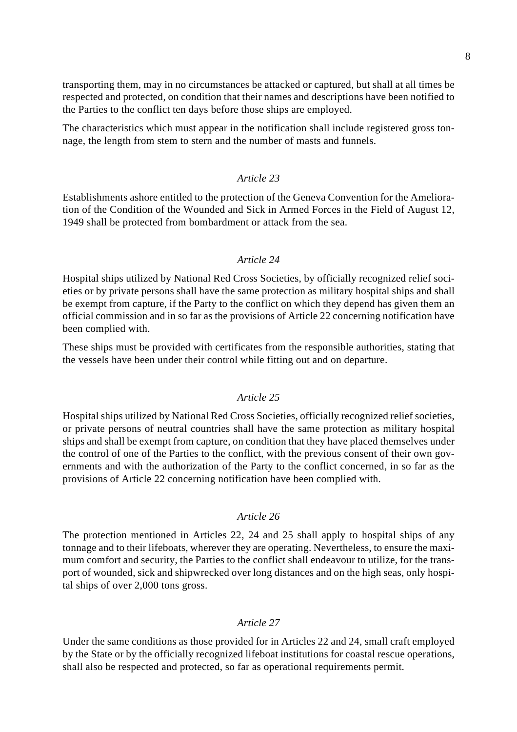transporting them, may in no circumstances be attacked or captured, but shall at all times be respected and protected, on condition that their names and descriptions have been notified to the Parties to the conflict ten days before those ships are employed.

The characteristics which must appear in the notification shall include registered gross tonnage, the length from stem to stern and the number of masts and funnels.

### *Article 23*

Establishments ashore entitled to the protection of the Geneva Convention for the Amelioration of the Condition of the Wounded and Sick in Armed Forces in the Field of August 12, 1949 shall be protected from bombardment or attack from the sea.

### *Article 24*

Hospital ships utilized by National Red Cross Societies, by officially recognized relief societies or by private persons shall have the same protection as military hospital ships and shall be exempt from capture, if the Party to the conflict on which they depend has given them an official commission and in so far as the provisions of Article 22 concerning notification have been complied with.

These ships must be provided with certificates from the responsible authorities, stating that the vessels have been under their control while fitting out and on departure.

### *Article 25*

Hospital ships utilized by National Red Cross Societies, officially recognized relief societies, or private persons of neutral countries shall have the same protection as military hospital ships and shall be exempt from capture, on condition that they have placed themselves under the control of one of the Parties to the conflict, with the previous consent of their own governments and with the authorization of the Party to the conflict concerned, in so far as the provisions of Article 22 concerning notification have been complied with.

### *Article 26*

The protection mentioned in Articles 22, 24 and 25 shall apply to hospital ships of any tonnage and to their lifeboats, wherever they are operating. Nevertheless, to ensure the maximum comfort and security, the Parties to the conflict shall endeavour to utilize, for the transport of wounded, sick and shipwrecked over long distances and on the high seas, only hospital ships of over 2,000 tons gross.

### *Article 27*

Under the same conditions as those provided for in Articles 22 and 24, small craft employed by the State or by the officially recognized lifeboat institutions for coastal rescue operations, shall also be respected and protected, so far as operational requirements permit.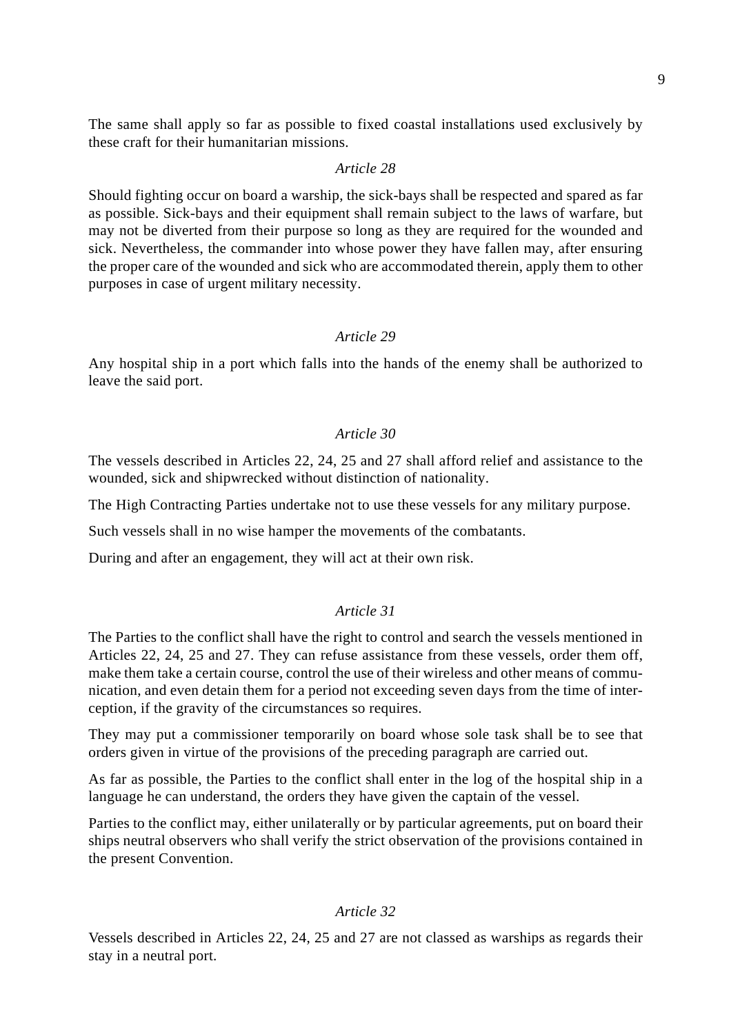The same shall apply so far as possible to fixed coastal installations used exclusively by these craft for their humanitarian missions.

*Article 28*

Should fighting occur on board a warship, the sick-bays shall be respected and spared as far as possible. Sick-bays and their equipment shall remain subject to the laws of warfare, but may not be diverted from their purpose so long as they are required for the wounded and sick. Nevertheless, the commander into whose power they have fallen may, after ensuring the proper care of the wounded and sick who are accommodated therein, apply them to other purposes in case of urgent military necessity.

*Article 29*

Any hospital ship in a port which falls into the hands of the enemy shall be authorized to leave the said port.

*Article 30*

The vessels described in Articles 22, 24, 25 and 27 shall afford relief and assistance to the wounded, sick and shipwrecked without distinction of nationality.

The High Contracting Parties undertake not to use these vessels for any military purpose.

Such vessels shall in no wise hamper the movements of the combatants.

During and after an engagement, they will act at their own risk.

*Article 31*

The Parties to the conflict shall have the right to control and search the vessels mentioned in Articles 22, 24, 25 and 27. They can refuse assistance from these vessels, order them off, make them take a certain course, control the use of their wireless and other means of communication, and even detain them for a period not exceeding seven days from the time of interception, if the gravity of the circumstances so requires.

They may put a commissioner temporarily on board whose sole task shall be to see that orders given in virtue of the provisions of the preceding paragraph are carried out.

As far as possible, the Parties to the conflict shall enter in the log of the hospital ship in a language he can understand, the orders they have given the captain of the vessel.

Parties to the conflict may, either unilaterally or by particular agreements, put on board their ships neutral observers who shall verify the strict observation of the provisions contained in the present Convention.

*Article 32*

Vessels described in Articles 22, 24, 25 and 27 are not classed as warships as regards their stay in a neutral port.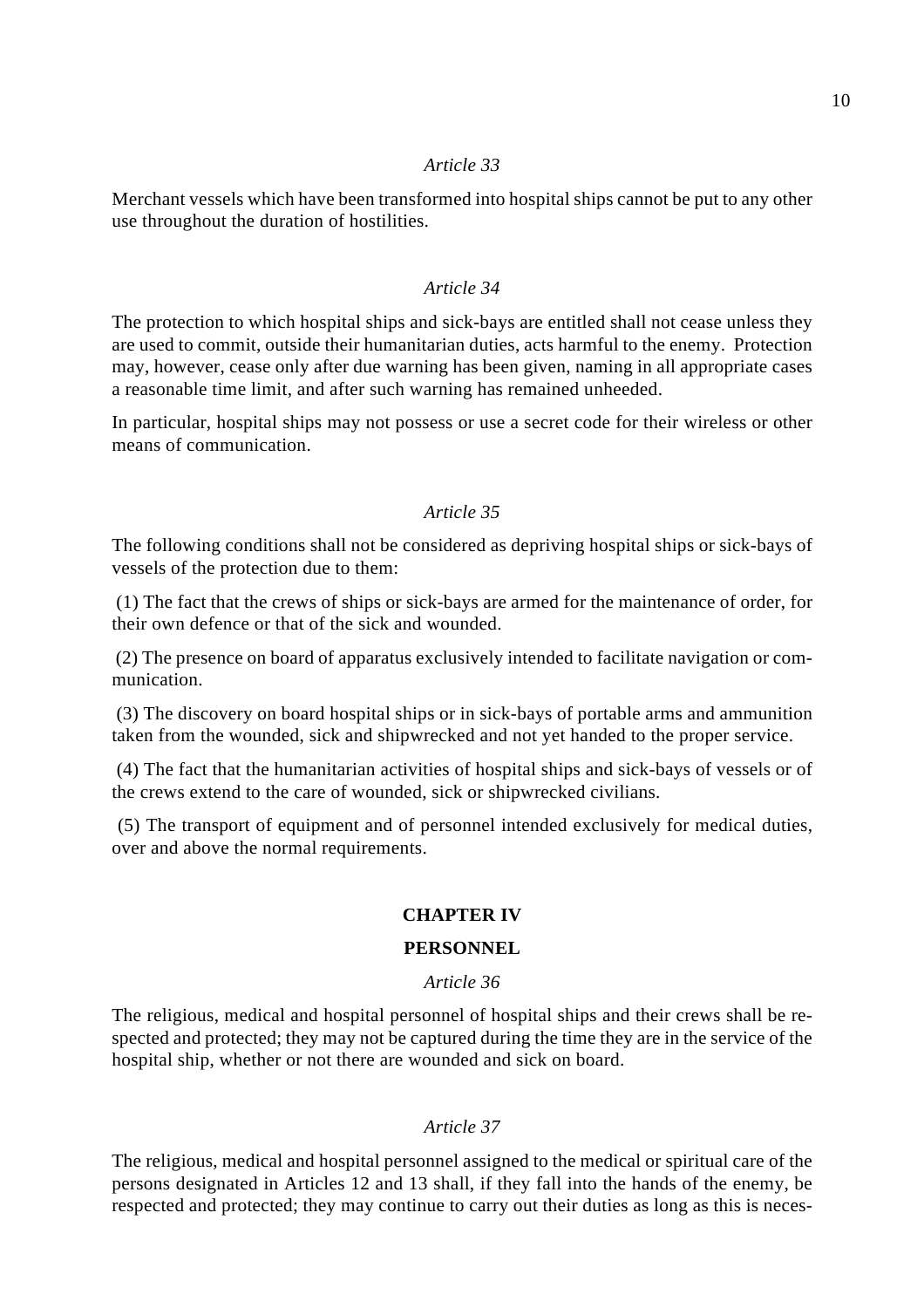*Article 33*

Merchant vessels which have been transformed into hospital ships cannot be put to any other use throughout the duration of hostilities.

*Article 34*

The protection to which hospital ships and sick-bays are entitled shall not cease unless they are used to commit, outside their humanitarian duties, acts harmful to the enemy. Protection may, however, cease only after due warning has been given, naming in all appropriate cases a reasonable time limit, and after such warning has remained unheeded.

In particular, hospital ships may not possess or use a secret code for their wireless or other means of communication.

*Article 35*

The following conditions shall not be considered as depriving hospital ships or sick-bays of vessels of the protection due to them:

(1) The fact that the crews of ships or sick-bays are armed for the maintenance of order, for their own defence or that of the sick and wounded.

(2) The presence on board of apparatus exclusively intended to facilitate navigation or communication.

(3) The discovery on board hospital ships or in sick-bays of portable arms and ammunition taken from the wounded, sick and shipwrecked and not yet handed to the proper service.

(4) The fact that the humanitarian activities of hospital ships and sick-bays of vessels or of the crews extend to the care of wounded, sick or shipwrecked civilians.

(5) The transport of equipment and of personnel intended exclusively for medical duties, over and above the normal requirements.

## CHAPTER IV

## PERSONNEL

*Article 36*

The religious, medical and hospital personnel of hospital ships and their crews shall be respected and protected; they may not be captured during the time they are in the service of the hospital ship, whether or not there are wounded and sick on board.

*Article 37*

The religious, medical and hospital personnel assigned to the medical or spiritual care of the persons designated in Articles 12 and 13 shall, if they fall into the hands of the enemy, be respected and protected; they may continue to carry out their duties as long as this is neces-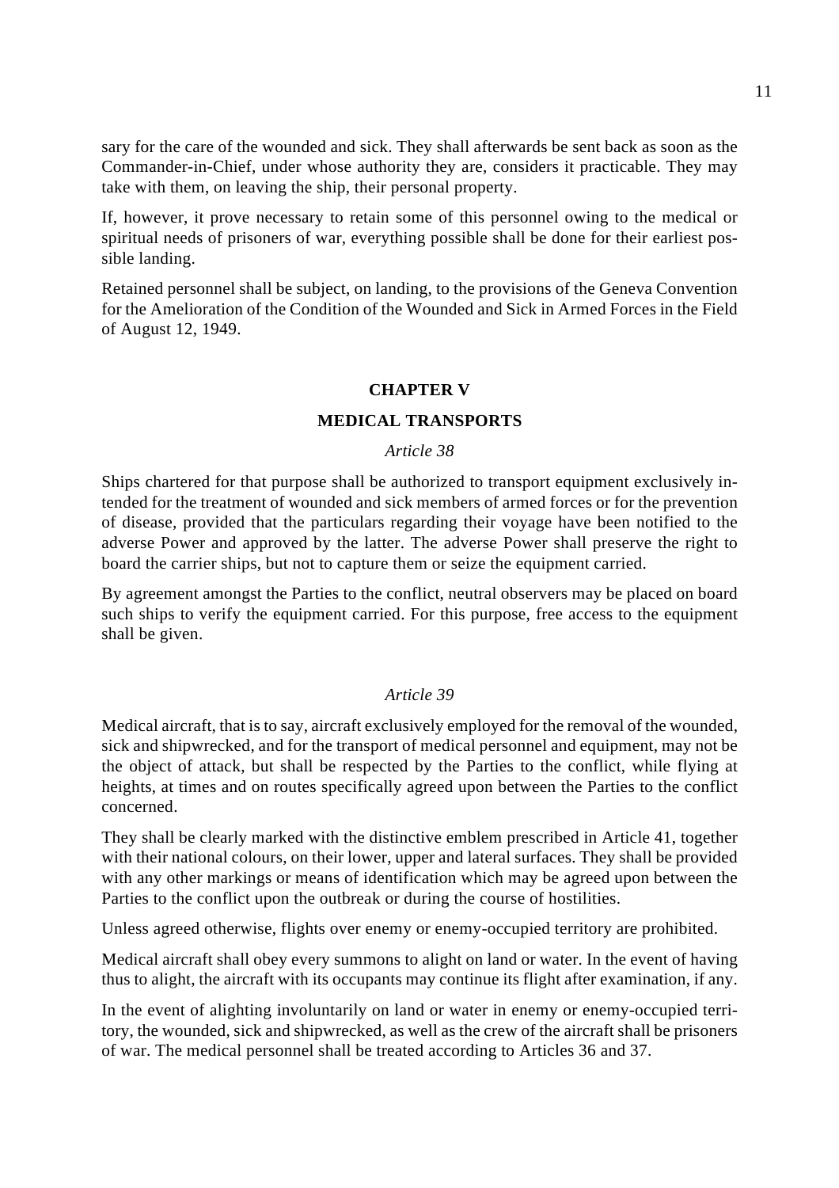sary for the care of the wounded and sick. They shall afterwards be sent back as soon as the Commander-in-Chief, under whose authority they are, considers it practicable. They may take with them, on leaving the ship, their personal property.

If, however, it prove necessary to retain some of this personnel owing to the medical or spiritual needs of prisoners of war, everything possible shall be done for their earliest possible landing.

Retained personnel shall be subject, on landing, to the provisions of the Geneva Convention for the Amelioration of the Condition of the Wounded and Sick in Armed Forces in the Field of August 12, 1949.

## CHAPTER V

## MEDICAL TRANSPORTS

*Article 38*

Ships chartered for that purpose shall be authorized to transport equipment exclusively intended for the treatment of wounded and sick members of armed forces or for the prevention of disease, provided that the particulars regarding their voyage have been notified to the adverse Power and approved by the latter. The adverse Power shall preserve the right to board the carrier ships, but not to capture them or seize the equipment carried.

By agreement amongst the Parties to the conflict, neutral observers may be placed on board such ships to verify the equipment carried. For this purpose, free access to the equipment shall be given.

*Article 39*

Medical aircraft, that is to say, aircraft exclusively employed for the removal of the wounded, sick and shipwrecked, and for the transport of medical personnel and equipment, may not be the object of attack, but shall be respected by the Parties to the conflict, while flying at heights, at times and on routes specifically agreed upon between the Parties to the conflict concerned.

They shall be clearly marked with the distinctive emblem prescribed in Article 41, together with their national colours, on their lower, upper and lateral surfaces. They shall be provided with any other markings or means of identification which may be agreed upon between the Parties to the conflict upon the outbreak or during the course of hostilities.

Unless agreed otherwise, flights over enemy or enemy-occupied territory are prohibited.

Medical aircraft shall obey every summons to alight on land or water. In the event of having thus to alight, the aircraft with its occupants may continue its flight after examination, if any.

In the event of alighting involuntarily on land or water in enemy or enemy-occupied territory, the wounded, sick and shipwrecked, as well as the crew of the aircraft shall be prisoners of war. The medical personnel shall be treated according to Articles 36 and 37.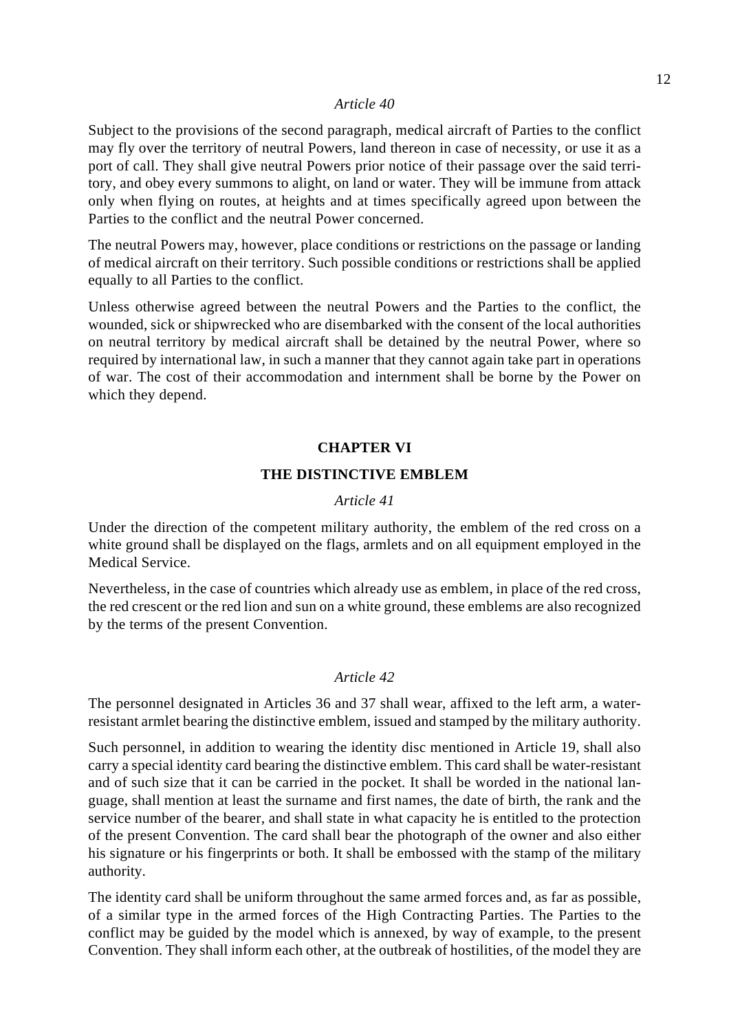*Article 40*

Subject to the provisions of the second paragraph, medical aircraft of Parties to the conflict may fly over the territory of neutral Powers, land thereon in case of necessity, or use it as a port of call. They shall give neutral Powers prior notice of their passage over the said territory, and obey every summons to alight, on land or water. They will be immune from attack only when flying on routes, at heights and at times specifically agreed upon between the Parties to the conflict and the neutral Power concerned.

The neutral Powers may, however, place conditions or restrictions on the passage or landing of medical aircraft on their territory. Such possible conditions or restrictions shall be applied equally to all Parties to the conflict.

Unless otherwise agreed between the neutral Powers and the Parties to the conflict, the wounded, sick or shipwrecked who are disembarked with the consent of the local authorities on neutral territory by medical aircraft shall be detained by the neutral Power, where so required by international law, in such a manner that they cannot again take part in operations of war. The cost of their accommodation and internment shall be borne by the Power on which they depend.

## CHAPTER VI

## THE DISTINCTIVE EMBLEM

*Article 41*

Under the direction of the competent military authority, the emblem of the red cross on a white ground shall be displayed on the flags, armlets and on all equipment employed in the Medical Service.

Nevertheless, in the case of countries which already use as emblem, in place of the red cross, the red crescent or the red lion and sun on a white ground, these emblems are also recognized by the terms of the present Convention.

*Article 42*

The personnel designated in Articles 36 and 37 shall wear, affixed to the left arm, a water-resistant armlet bearing the distinctive emblem, issued and stamped by the military authority.

Such personnel, in addition to wearing the identity disc mentioned in Article 19, shall also carry a special identity card bearing the distinctive emblem. This card shall be water-resistant and of such size that it can be carried in the pocket. It shall be worded in the national language, shall mention at least the surname and first names, the date of birth, the rank and the service number of the bearer, and shall state in what capacity he is entitled to the protection of the present Convention. The card shall bear the photograph of the owner and also either his signature or his fingerprints or both. It shall be embossed with the stamp of the military authority.

The identity card shall be uniform throughout the same armed forces and, as far as possible, of a similar type in the armed forces of the High Contracting Parties. The Parties to the conflict may be guided by the model which is annexed, by way of example, to the present Convention. They shall inform each other, at the outbreak of hostilities, of the model they are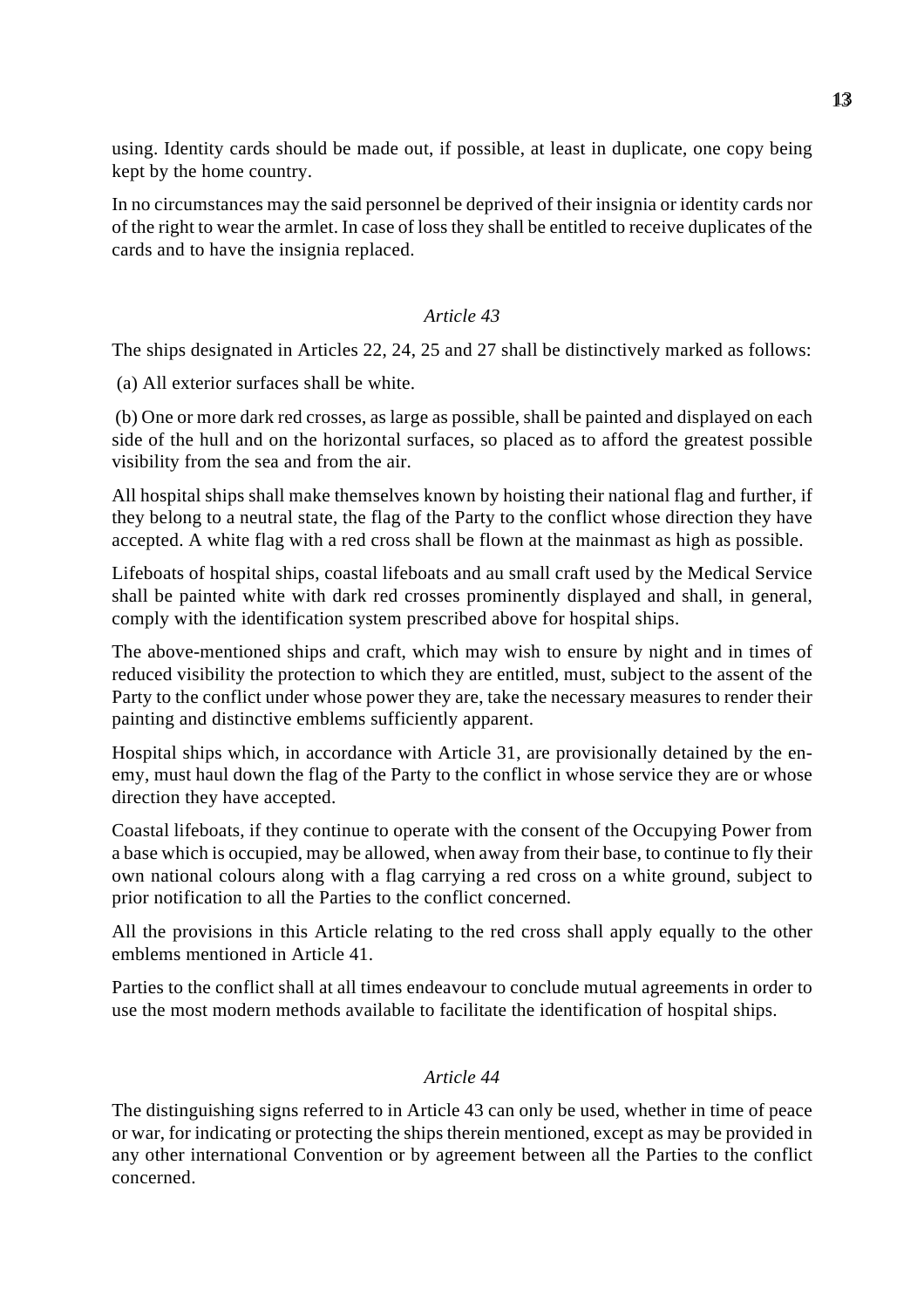using. Identity cards should be made out, if possible, at least in duplicate, one copy being kept by the home country.

In no circumstances may the said personnel be deprived of their insignia or identity cards nor of the right to wear the armlet. In case of loss they shall be entitled to receive duplicates of the cards and to have the insignia replaced.

### *Article 43*

The ships designated in Articles 22, 24, 25 and 27 shall be distinctively marked as follows:

(a) All exterior surfaces shall be white.

(b) One or more dark red crosses, as large as possible, shall be painted and displayed on each side of the hull and on the horizontal surfaces, so placed as to afford the greatest possible visibility from the sea and from the air.

All hospital ships shall make themselves known by hoisting their national flag and further, if they belong to a neutral state, the flag of the Party to the conflict whose direction they have accepted. A white flag with a red cross shall be flown at the mainmast as high as possible.

Lifeboats of hospital ships, coastal lifeboats and au small craft used by the Medical Service shall be painted white with dark red crosses prominently displayed and shall, in general, comply with the identification system prescribed above for hospital ships.

The above-mentioned ships and craft, which may wish to ensure by night and in times of reduced visibility the protection to which they are entitled, must, subject to the assent of the Party to the conflict under whose power they are, take the necessary measures to render their painting and distinctive emblems sufficiently apparent.

Hospital ships which, in accordance with Article 31, are provisionally detained by the enemy, must haul down the flag of the Party to the conflict in whose service they are or whose direction they have accepted.

Coastal lifeboats, if they continue to operate with the consent of the Occupying Power from a base which is occupied, may be allowed, when away from their base, to continue to fly their own national colours along with a flag carrying a red cross on a white ground, subject to prior notification to all the Parties to the conflict concerned.

All the provisions in this Article relating to the red cross shall apply equally to the other emblems mentioned in Article 41.

Parties to the conflict shall at all times endeavour to conclude mutual agreements in order to use the most modern methods available to facilitate the identification of hospital ships.

### *Article 44*

The distinguishing signs referred to in Article 43 can only be used, whether in time of peace or war, for indicating or protecting the ships therein mentioned, except as may be provided in any other international Convention or by agreement between all the Parties to the conflict concerned.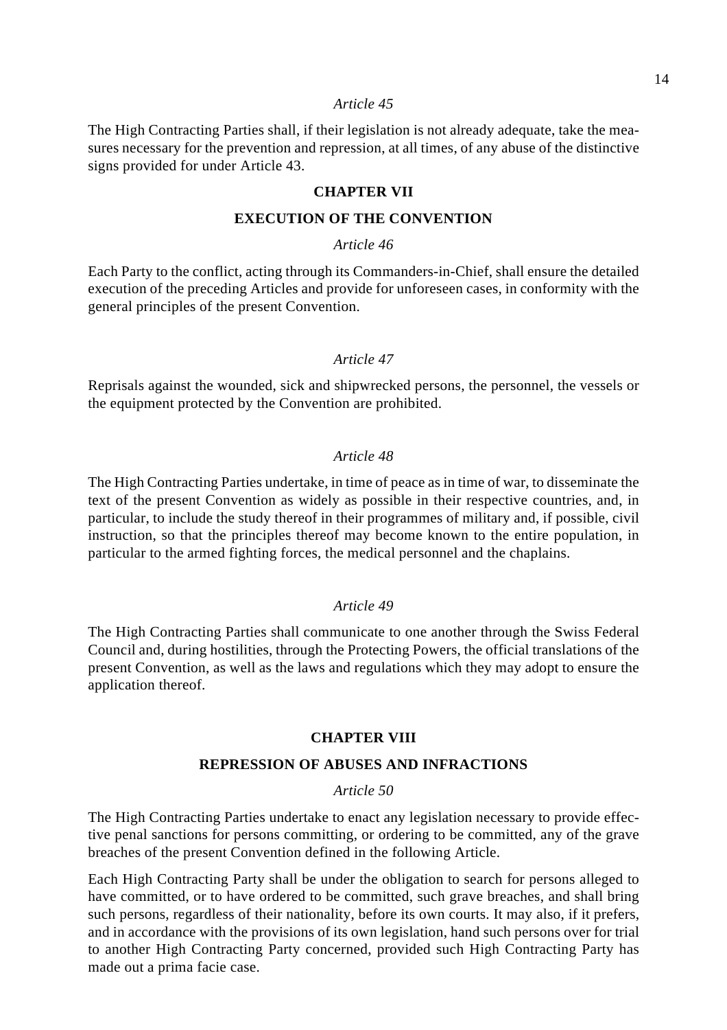*Article 45*

The High Contracting Parties shall, if their legislation is not already adequate, take the measures necessary for the prevention and repression, at all times, of any abuse of the distinctive signs provided for under Article 43.

## CHAPTER VII

## EXECUTION OF THE CONVENTION

*Article 46*

Each Party to the conflict, acting through its Commanders-in-Chief, shall ensure the detailed execution of the preceding Articles and provide for unforeseen cases, in conformity with the general principles of the present Convention.

*Article 47*

Reprisals against the wounded, sick and shipwrecked persons, the personnel, the vessels or the equipment protected by the Convention are prohibited.

*Article 48*

The High Contracting Parties undertake, in time of peace as in time of war, to disseminate the text of the present Convention as widely as possible in their respective countries, and, in particular, to include the study thereof in their programmes of military and, if possible, civil instruction, so that the principles thereof may become known to the entire population, in particular to the armed fighting forces, the medical personnel and the chaplains.

*Article 49*

The High Contracting Parties shall communicate to one another through the Swiss Federal Council and, during hostilities, through the Protecting Powers, the official translations of the present Convention, as well as the laws and regulations which they may adopt to ensure the application thereof.

## CHAPTER VIII

## REPRESSION OF ABUSES AND INFRACTIONS

*Article 50*

The High Contracting Parties undertake to enact any legislation necessary to provide effective penal sanctions for persons committing, or ordering to be committed, any of the grave breaches of the present Convention defined in the following Article.

Each High Contracting Party shall be under the obligation to search for persons alleged to have committed, or to have ordered to be committed, such grave breaches, and shall bring such persons, regardless of their nationality, before its own courts. It may also, if it prefers, and in accordance with the provisions of its own legislation, hand such persons over for trial to another High Contracting Party concerned, provided such High Contracting Party has made out a prima facie case.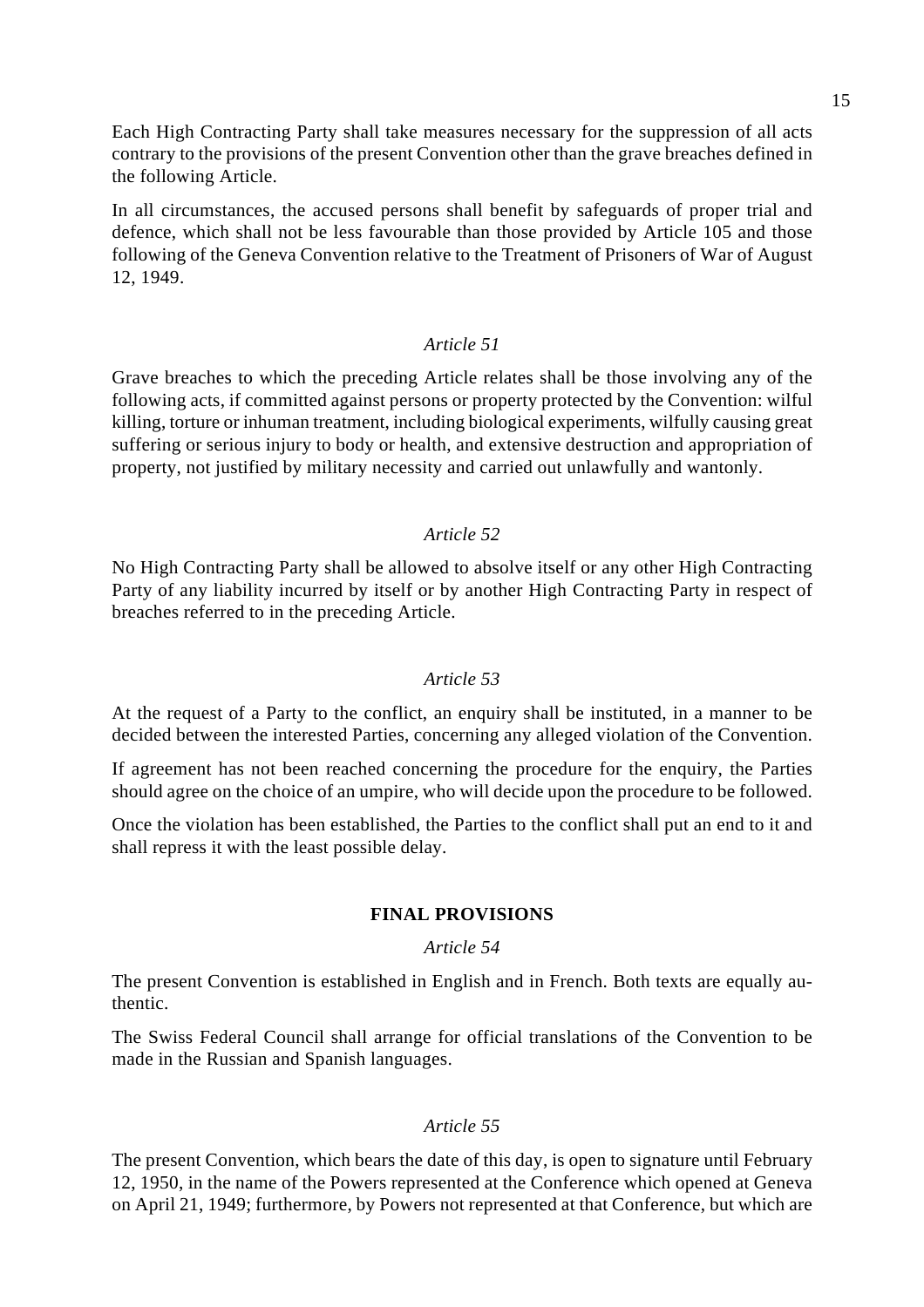Each High Contracting Party shall take measures necessary for the suppression of all acts contrary to the provisions of the present Convention other than the grave breaches defined in the following Article.

In all circumstances, the accused persons shall benefit by safeguards of proper trial and defence, which shall not be less favourable than those provided by Article 105 and those following of the Geneva Convention relative to the Treatment of Prisoners of War of August 12, 1949.

*Article 51*

Grave breaches to which the preceding Article relates shall be those involving any of the following acts, if committed against persons or property protected by the Convention: wilful killing, torture or inhuman treatment, including biological experiments, wilfully causing great suffering or serious injury to body or health, and extensive destruction and appropriation of property, not justified by military necessity and carried out unlawfully and wantonly.

*Article 52*

No High Contracting Party shall be allowed to absolve itself or any other High Contracting Party of any liability incurred by itself or by another High Contracting Party in respect of breaches referred to in the preceding Article.

*Article 53*

At the request of a Party to the conflict, an enquiry shall be instituted, in a manner to be decided between the interested Parties, concerning any alleged violation of the Convention.

If agreement has not been reached concerning the procedure for the enquiry, the Parties should agree on the choice of an umpire, who will decide upon the procedure to be followed.

Once the violation has been established, the Parties to the conflict shall put an end to it and shall repress it with the least possible delay.

**FINAL PROVISIONS**

*Article 54*

The present Convention is established in English and in French. Both texts are equally authentic.

The Swiss Federal Council shall arrange for official translations of the Convention to be made in the Russian and Spanish languages.

*Article 55*

The present Convention, which bears the date of this day, is open to signature until February 12, 1950, in the name of the Powers represented at the Conference which opened at Geneva on April 21, 1949; furthermore, by Powers not represented at that Conference, but which are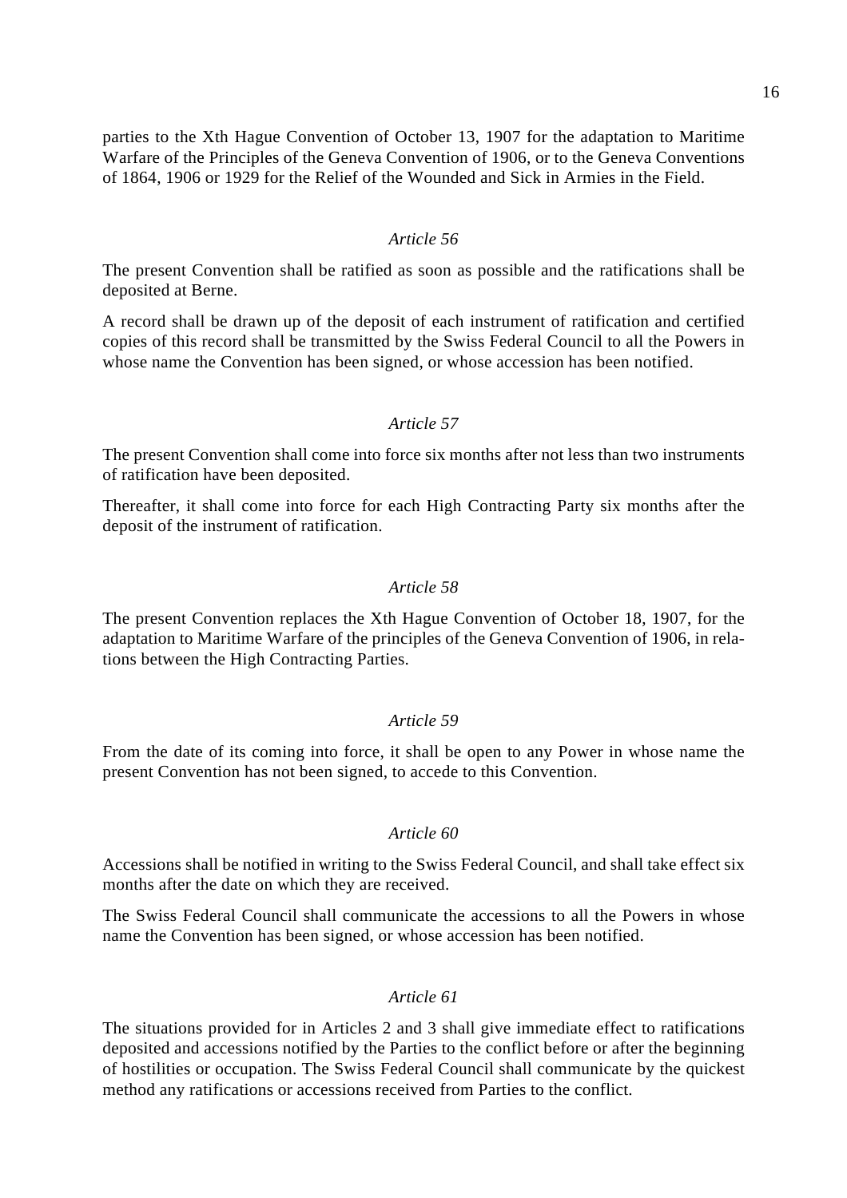parties to the Xth Hague Convention of October 13, 1907 for the adaptation to Maritime Warfare of the Principles of the Geneva Convention of 1906, or to the Geneva Conventions of 1864, 1906 or 1929 for the Relief of the Wounded and Sick in Armies in the Field.

*Article 56*

The present Convention shall be ratified as soon as possible and the ratifications shall be deposited at Berne.

A record shall be drawn up of the deposit of each instrument of ratification and certified copies of this record shall be transmitted by the Swiss Federal Council to all the Powers in whose name the Convention has been signed, or whose accession has been notified.

*Article 57*

The present Convention shall come into force six months after not less than two instruments of ratification have been deposited.

Thereafter, it shall come into force for each High Contracting Party six months after the deposit of the instrument of ratification.

*Article 58*

The present Convention replaces the Xth Hague Convention of October 18, 1907, for the adaptation to Maritime Warfare of the principles of the Geneva Convention of 1906, in relations between the High Contracting Parties.

*Article 59*

From the date of its coming into force, it shall be open to any Power in whose name the present Convention has not been signed, to accede to this Convention.

*Article 60*

Accessions shall be notified in writing to the Swiss Federal Council, and shall take effect six months after the date on which they are received.

The Swiss Federal Council shall communicate the accessions to all the Powers in whose name the Convention has been signed, or whose accession has been notified.

*Article 61*

The situations provided for in Articles 2 and 3 shall give immediate effect to ratifications deposited and accessions notified by the Parties to the conflict before or after the beginning of hostilities or occupation. The Swiss Federal Council shall communicate by the quickest method any ratifications or accessions received from Parties to the conflict.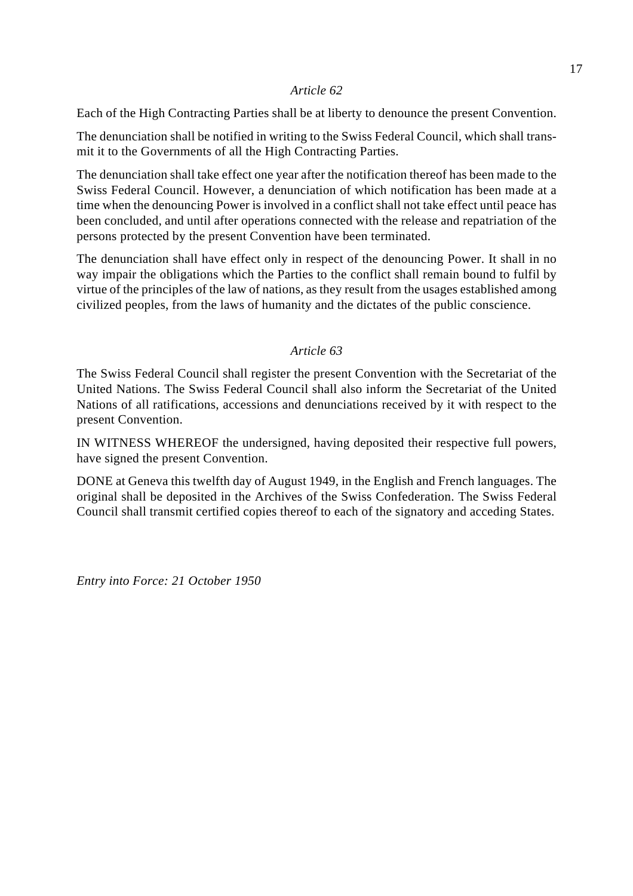*Article 62*

Each of the High Contracting Parties shall be at liberty to denounce the present Convention.

The denunciation shall be notified in writing to the Swiss Federal Council, which shall transmit it to the Governments of all the High Contracting Parties.

The denunciation shall take effect one year after the notification thereof has been made to the Swiss Federal Council. However, a denunciation of which notification has been made at a time when the denouncing Power is involved in a conflict shall not take effect until peace has been concluded, and until after operations connected with the release and repatriation of the persons protected by the present Convention have been terminated.

The denunciation shall have effect only in respect of the denouncing Power. It shall in no way impair the obligations which the Parties to the conflict shall remain bound to fulfil by virtue of the principles of the law of nations, as they result from the usages established among civilized peoples, from the laws of humanity and the dictates of the public conscience.

*Article 63*

The Swiss Federal Council shall register the present Convention with the Secretariat of the United Nations. The Swiss Federal Council shall also inform the Secretariat of the United Nations of all ratifications, accessions and denunciations received by it with respect to the present Convention.

IN WITNESS WHEREOF the undersigned, having deposited their respective full powers, have signed the present Convention.

DONE at Geneva this twelfth day of August 1949, in the English and French languages. The original shall be deposited in the Archives of the Swiss Confederation. The Swiss Federal Council shall transmit certified copies thereof to each of the signatory and acceding States.

*Entry into Force: 21 October 1950*